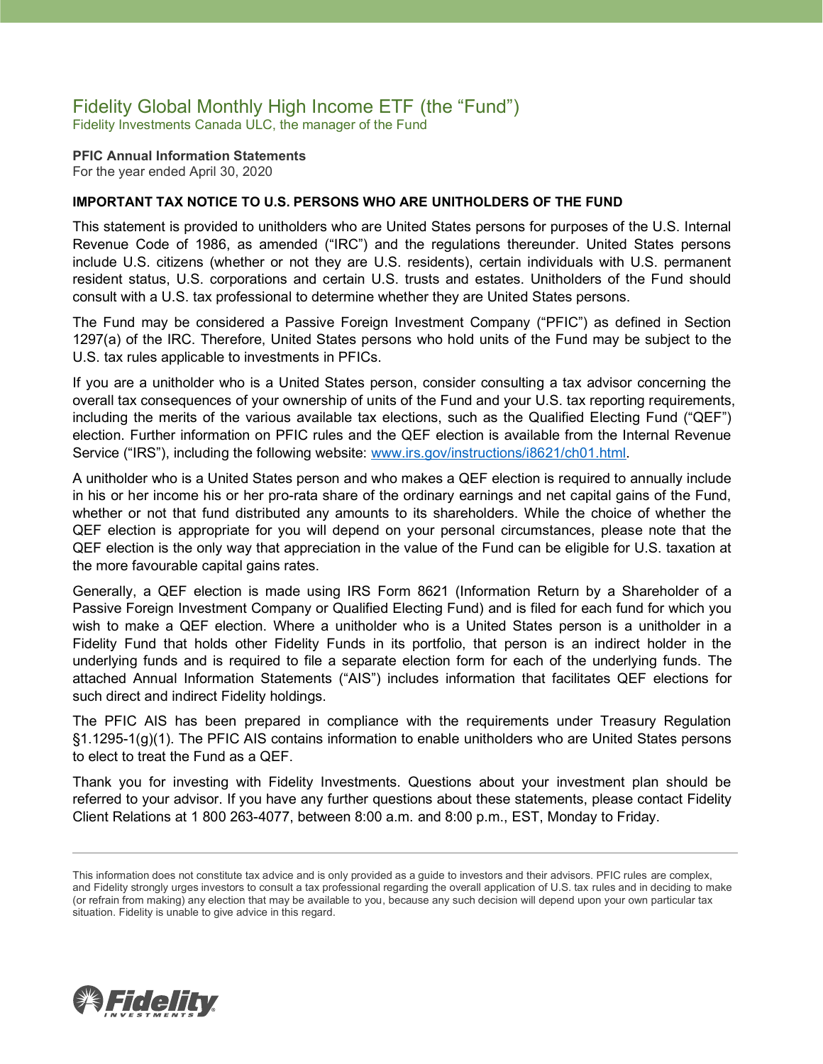# Fidelity Global Monthly High Income ETF (the "Fund")

Fidelity Investments Canada ULC, the manager of the Fund

**PFIC Annual Information Statements**
For the year ended April 30, 2020

**IMPORTANT TAX NOTICE TO U.S. PERSONS WHO ARE UNITHOLDERS OF THE FUND**

This statement is provided to unitholders who are United States persons for purposes of the U.S. Internal Revenue Code of 1986, as amended ("IRC") and the regulations thereunder. United States persons include U.S. citizens (whether or not they are U.S. residents), certain individuals with U.S. permanent resident status, U.S. corporations and certain U.S. trusts and estates. Unitholders of the Fund should consult with a U.S. tax professional to determine whether they are United States persons.

The Fund may be considered a Passive Foreign Investment Company ("PFIC") as defined in Section 1297(a) of the IRC. Therefore, United States persons who hold units of the Fund may be subject to the U.S. tax rules applicable to investments in PFICs.

If you are a unitholder who is a United States person, consider consulting a tax advisor concerning the overall tax consequences of your ownership of units of the Fund and your U.S. tax reporting requirements, including the merits of the various available tax elections, such as the Qualified Electing Fund ("QEF") election. Further information on PFIC rules and the QEF election is available from the Internal Revenue Service ("IRS"), including the following website: [www.irs.gov/instructions/i8621/ch01.html](http://www.irs.gov/instructions/i8621/ch01.html).

A unitholder who is a United States person and who makes a QEF election is required to annually include in his or her income his or her pro-rata share of the ordinary earnings and net capital gains of the Fund, whether or not that fund distributed any amounts to its shareholders. While the choice of whether the QEF election is appropriate for you will depend on your personal circumstances, please note that the QEF election is the only way that appreciation in the value of the Fund can be eligible for U.S. taxation at the more favourable capital gains rates.

Generally, a QEF election is made using IRS Form 8621 (Information Return by a Shareholder of a Passive Foreign Investment Company or Qualified Electing Fund) and is filed for each fund for which you wish to make a QEF election. Where a unitholder who is a United States person is a unitholder in a Fidelity Fund that holds other Fidelity Funds in its portfolio, that person is an indirect holder in the underlying funds and is required to file a separate election form for each of the underlying funds. The attached Annual Information Statements ("AIS") includes information that facilitates QEF elections for such direct and indirect Fidelity holdings.

The PFIC AIS has been prepared in compliance with the requirements under Treasury Regulation §1.1295-1(g)(1). The PFIC AIS contains information to enable unitholders who are United States persons to elect to treat the Fund as a QEF.

Thank you for investing with Fidelity Investments. Questions about your investment plan should be referred to your advisor. If you have any further questions about these statements, please contact Fidelity Client Relations at 1 800 263-4077, between 8:00 a.m. and 8:00 p.m., EST, Monday to Friday.

---

This information does not constitute tax advice and is only provided as a guide to investors and their advisors. PFIC rules are complex, and Fidelity strongly urges investors to consult a tax professional regarding the overall application of U.S. tax rules and in deciding to make (or refrain from making) any election that may be available to you, because any such decision will depend upon your own particular tax situation. Fidelity is unable to give advice in this regard.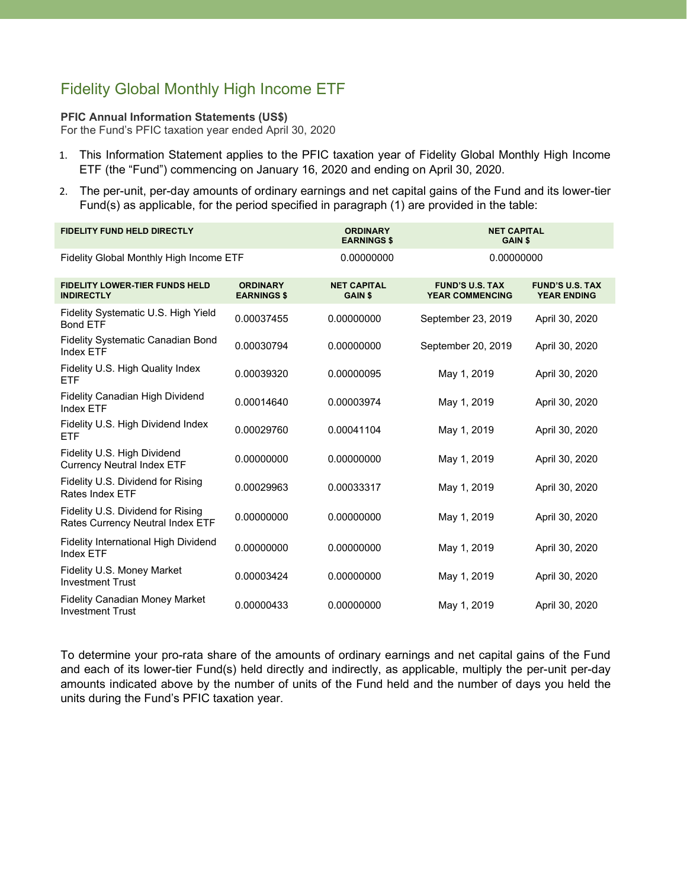## Fidelity Global Monthly High Income ETF

**PFIC Annual Information Statements (US$)**
For the Fund's PFIC taxation year ended April 30, 2020

1. This Information Statement applies to the PFIC taxation year of Fidelity Global Monthly High Income ETF (the "Fund") commencing on January 16, 2020 and ending on April 30, 2020.
2. The per-unit, per-day amounts of ordinary earnings and net capital gains of the Fund and its lower-tier Fund(s) as applicable, for the period specified in paragraph (1) are provided in the table:

| FIDELITY FUND HELD DIRECTLY | ORDINARY EARNINGS $ | NET CAPITAL GAIN $ |
|---|---|---|
| Fidelity Global Monthly High Income ETF | 0.00000000 | 0.00000000 |

| FIDELITY LOWER-TIER FUNDS HELD INDIRECTLY | ORDINARY EARNINGS $ | NET CAPITAL GAIN $ | FUND'S U.S. TAX YEAR COMMENCING | FUND'S U.S. TAX YEAR ENDING |
|---|---|---|---|---|
| Fidelity Systematic U.S. High Yield Bond ETF | 0.00037455 | 0.00000000 | September 23, 2019 | April 30, 2020 |
| Fidelity Systematic Canadian Bond Index ETF | 0.00030794 | 0.00000000 | September 20, 2019 | April 30, 2020 |
| Fidelity U.S. High Quality Index ETF | 0.00039320 | 0.00000095 | May 1, 2019 | April 30, 2020 |
| Fidelity Canadian High Dividend Index ETF | 0.00014640 | 0.00003974 | May 1, 2019 | April 30, 2020 |
| Fidelity U.S. High Dividend Index ETF | 0.00029760 | 0.00041104 | May 1, 2019 | April 30, 2020 |
| Fidelity U.S. High Dividend Currency Neutral Index ETF | 0.00000000 | 0.00000000 | May 1, 2019 | April 30, 2020 |
| Fidelity U.S. Dividend for Rising Rates Index ETF | 0.00029963 | 0.00033317 | May 1, 2019 | April 30, 2020 |
| Fidelity U.S. Dividend for Rising Rates Currency Neutral Index ETF | 0.00000000 | 0.00000000 | May 1, 2019 | April 30, 2020 |
| Fidelity International High Dividend Index ETF | 0.00000000 | 0.00000000 | May 1, 2019 | April 30, 2020 |
| Fidelity U.S. Money Market Investment Trust | 0.00003424 | 0.00000000 | May 1, 2019 | April 30, 2020 |
| Fidelity Canadian Money Market Investment Trust | 0.00000433 | 0.00000000 | May 1, 2019 | April 30, 2020 |

To determine your pro-rata share of the amounts of ordinary earnings and net capital gains of the Fund and each of its lower-tier Fund(s) held directly and indirectly, as applicable, multiply the per-unit per-day amounts indicated above by the number of units of the Fund held and the number of days you held the units during the Fund's PFIC taxation year.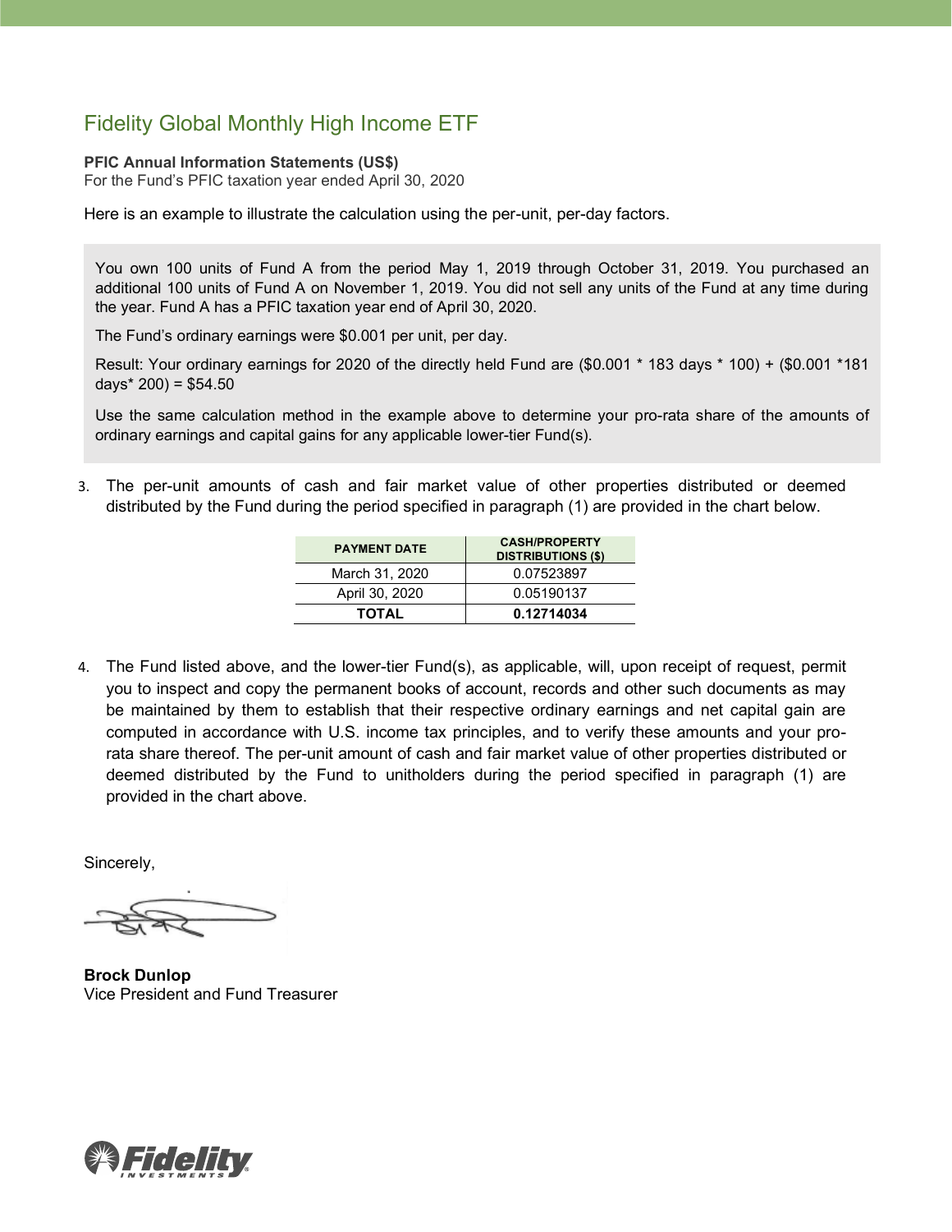# Fidelity Global Monthly High Income ETF

**PFIC Annual Information Statements (US$)**
For the Fund's PFIC taxation year ended April 30, 2020

Here is an example to illustrate the calculation using the per-unit, per-day factors.

> You own 100 units of Fund A from the period May 1, 2019 through October 31, 2019. You purchased an additional 100 units of Fund A on November 1, 2019. You did not sell any units of the Fund at any time during the year. Fund A has a PFIC taxation year end of April 30, 2020.
>
> The Fund's ordinary earnings were $0.001 per unit, per day.
>
> Result: Your ordinary earnings for 2020 of the directly held Fund are ($0.001 * 183 days * 100) + ($0.001 *181 days* 200) = $54.50
>
> Use the same calculation method in the example above to determine your pro-rata share of the amounts of ordinary earnings and capital gains for any applicable lower-tier Fund(s).

3. The per-unit amounts of cash and fair market value of other properties distributed or deemed distributed by the Fund during the period specified in paragraph (1) are provided in the chart below.

| PAYMENT DATE | CASH/PROPERTY DISTRIBUTIONS ($) |
|---|---|
| March 31, 2020 | 0.07523897 |
| April 30, 2020 | 0.05190137 |
| **TOTAL** | **0.12714034** |

4. The Fund listed above, and the lower-tier Fund(s), as applicable, will, upon receipt of request, permit you to inspect and copy the permanent books of account, records and other such documents as may be maintained by them to establish that their respective ordinary earnings and net capital gain are computed in accordance with U.S. income tax principles, and to verify these amounts and your pro-rata share thereof. The per-unit amount of cash and fair market value of other properties distributed or deemed distributed by the Fund to unitholders during the period specified in paragraph (1) are provided in the chart above.

Sincerely,

**Brock Dunlop**
Vice President and Fund Treasurer